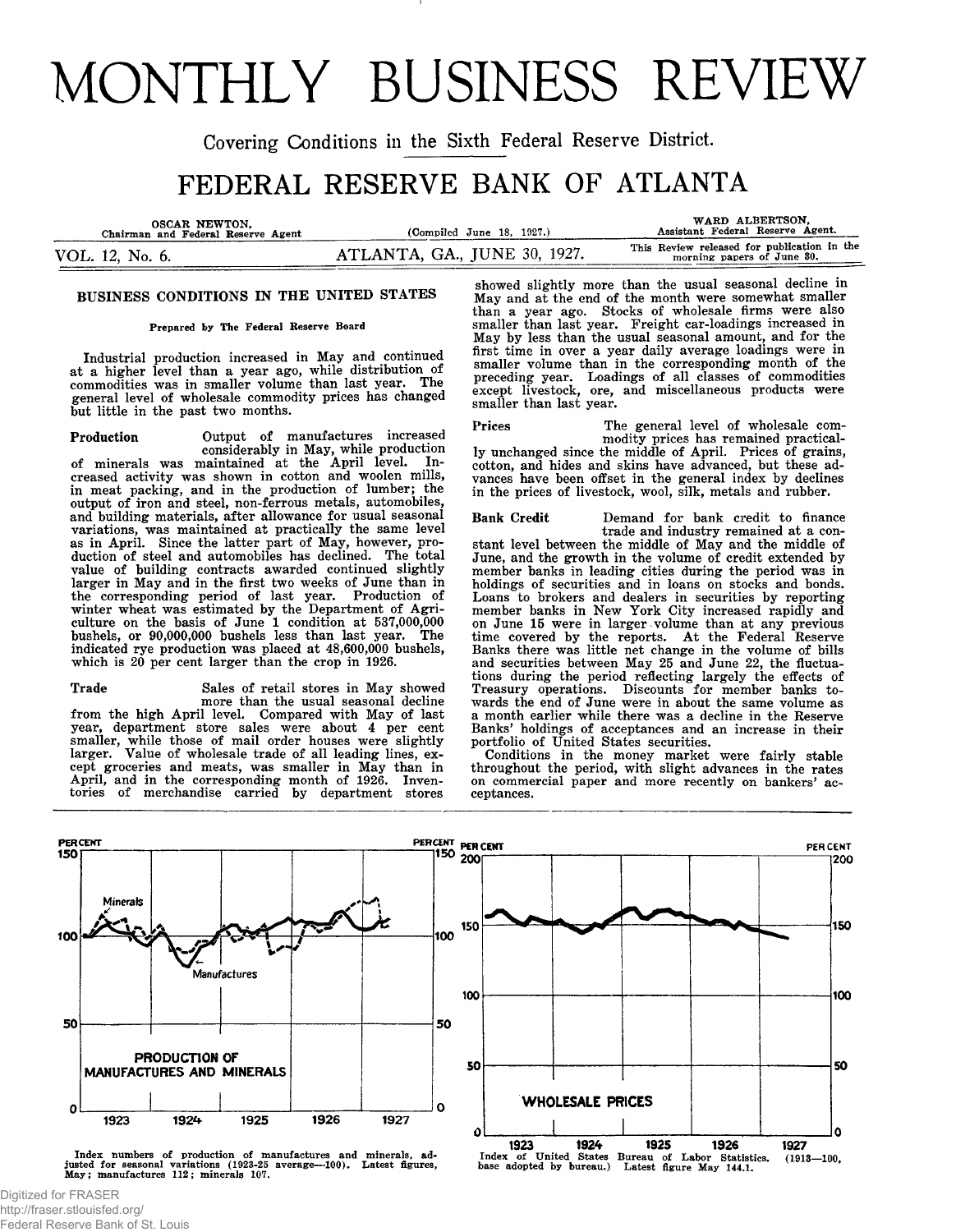# MONTHLY BUSINESS REVIEW

Covering Conditions in the Sixth Federal Reserve District.

# FEDERAL RESERVE BANK OF ATLANTA

OSCAR NEWTON, Chairman and Federal Reserve Agent

(Compiled June 18, 1927.)

WARD ALBERTSON, Assistant Federal Reserve Agent.

VOL. 12, No. 6. ATLANTA, GA., JUNE 30, 1927.

This Review released for publication in the morning papers of June 30.

## BUSINESS CONDITIONS IN THE UNITED STATES

Prepared by The Federal Reserve Board

Industrial production increased in May and continued at a higher level than a year ago, while distribution of commodities was in smaller volume than last year. The general level of wholesale commodity prices has changed but little in the past two months.

**Production** Output of manufactures increased considerably in May, while production of minerals was maintained at the April level. Increased activity was shown in cotton and woolen mills, in meat packing, and in the production of lumber; the output of iron and steel, non-ferrous metals, automobiles, and building materials, after allowance for usual seasonal variations, was maintained at practically the same level as in April. Since the latter part of May, however, production of steel and automobiles has declined. The total value of building contracts awarded continued slightly larger in May and in the first two weeks of June than in the corresponding period of last year. Production of winter wheat was estimated by the Department of Agriculture on the basis of June 1 condition at 537,000,000 bushels, or 90,000,000 bushels less than last year. The indicated rye production was placed at 48,600,000 bushels, which is 20 per cent larger than the crop in 1926.

**Trade** Sales of retail stores in May showed more than the usual seasonal decline from the high April level. Compared with May of last year, department store sales were about 4 per cent smaller, while those of mail order houses were slightly larger. Value of wholesale trade of all leading lines, except groceries and meats, was smaller in May than in April, and in the corresponding month of 1926. Inventories of merchandise carried by department stores showed slightly more than the usual seasonal decline in May and at the end of the month were somewhat smaller than a year ago. Stocks of wholesale firms were also smaller than last year. Freight car-loadings increased in May by less than the usual seasonal amount, and for the first time in over a year daily average loadings were in smaller volume than in the corresponding month of the preceding year. Loadings of all classes of commodities except livestock, ore, and miscellaneous products were smaller than last year.

**Prices** The general level of wholesale commodity prices has remained practically unchanged since the middle of April. Prices of grains, cotton, and hides and skins have advanced, but these advances have been offset in the general index by declines in the prices of livestock, wool, silk, metals and rubber.

**Bank Credit** Demand for bank credit to finance trade and industry remained at a constant level between the middle of May and the middle of June, and the growth in the volume of credit extended by member banks in leading cities during the period was in holdings of securities and in loans on stocks and bonds. Loans to brokers and dealers in securities by reporting member banks in New York City increased rapidly and on June 15 were in larger volume than at any previous time covered by the reports. At the Federal Reserve Banks there was little net change in the volume of bills and securities between May 25 and June 22, the fluctuations during the period reflecting largely the effects of Treasury operations. Discounts for member banks towards the end of June were in about the same volume as a month earlier while there was a decline in the Reserve Banks' holdings of acceptances and an increase in their portfolio of United States securities.

Conditions in the money market were fairly stable throughout the period, with slight advances in the rates on commercial paper and more recently on bankers' acceptances.

PER CENT
150
100
50
0
Minerals
Manufactures
PRODUCTION OF MANUFACTURES AND MINERALS
1923 1924 1925 1926 1927

Index numbers of production of manufactures and minerals, adjusted for seasonal variations (1923-25 average—100). Latest figures, May; manufactures 112; minerals 107.

PER CENT
200
150
100
50
0
WHOLESALE PRICES
1923 1924 1925 1926 1927

Index of United States Bureau of Labor Statistics. (1913—100, base adopted by bureau.) Latest figure May 144.1.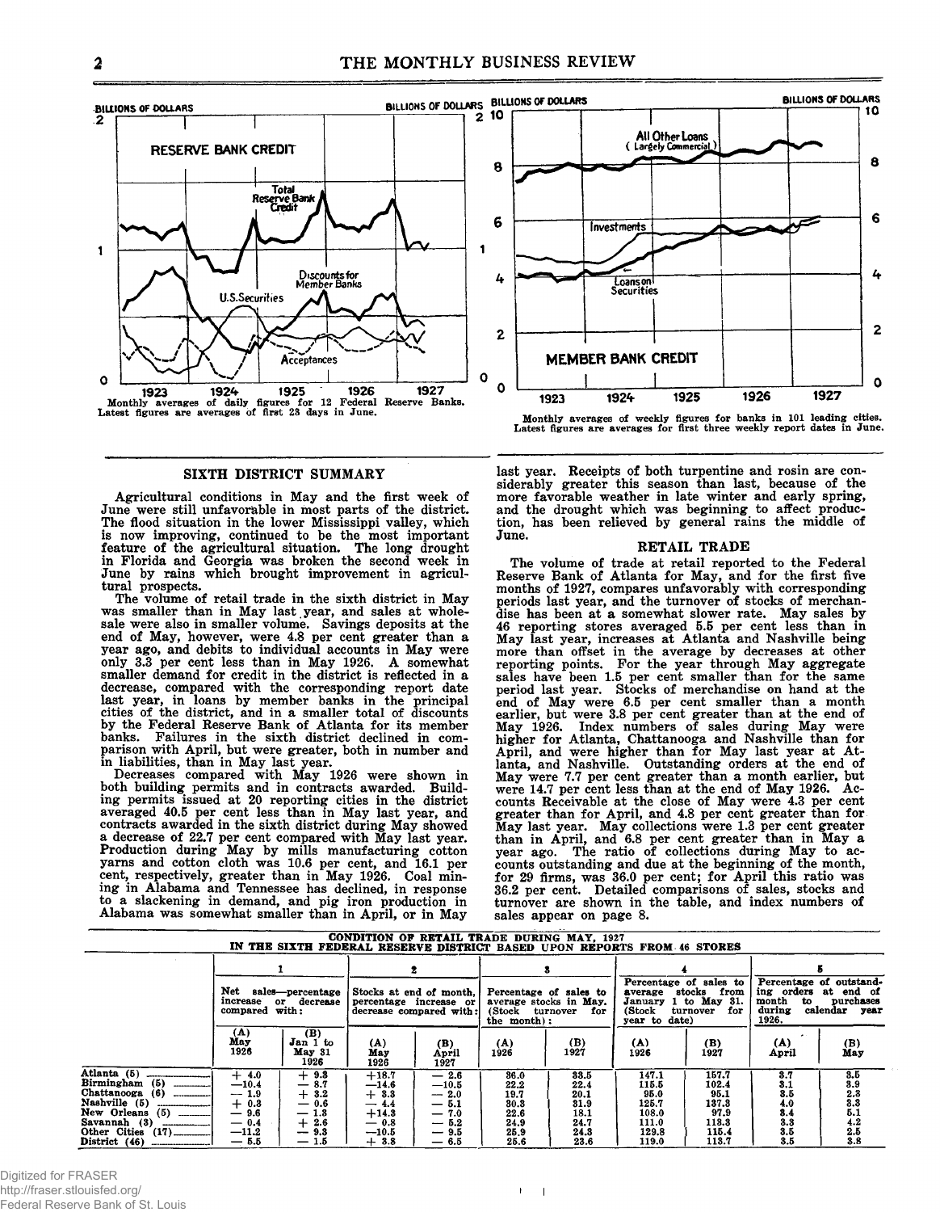BILLIONS OF DOLLARS

RESERVE BANK CREDIT

Total Reserve Bank Credit

Discounts for Member Banks

U.S. Securities

Acceptances

1923 1924 1925 1926 1927

Monthly averages of daily figures for 12 Federal Reserve Banks. Latest figures are averages of first 23 days in June.

BILLIONS OF DOLLARS

All Other Loans (Largely Commercial)

Investments

Loans on Securities

MEMBER BANK CREDIT

1923 1924 1925 1926 1927

Monthly averages of weekly figures for banks in 101 leading cities. Latest figures are averages for first three weekly report dates in June.

## SIXTH DISTRICT SUMMARY

Agricultural conditions in May and the first week of June were still unfavorable in most parts of the district. The flood situation in the lower Mississippi valley, which is now improving, continued to be the most important feature of the agricultural situation. The long drought in Florida and Georgia was broken the second week in June by rains which brought improvement in agricultural prospects.

The volume of retail trade in the sixth district in May was smaller than in May last year, and sales at wholesale were also in smaller volume. Savings deposits at the end of May, however, were 4.8 per cent greater than a year ago, and debits to individual accounts in May were only 3.3 per cent less than in May 1926. A somewhat smaller demand for credit in the district is reflected in a decrease, compared with the corresponding report date last year, in loans by member banks in the principal cities of the district, and in a smaller total of discounts by the Federal Reserve Bank of Atlanta for its member banks. Failures in the sixth district declined in comparison with April, but were greater, both in number and in liabilities, than in May last year.

Decreases compared with May 1926 were shown in both building permits and in contracts awarded. Building permits issued at 20 reporting cities in the district averaged 40.5 per cent less than in May last year, and contracts awarded in the sixth district during May showed a decrease of 22.7 per cent compared with May last year. Production during May by mills manufacturing cotton yarns and cotton cloth was 10.6 per cent, and 16.1 per cent, respectively, greater than in May 1926. Coal mining in Alabama and Tennessee has declined, in response to a slackening in demand, and pig iron production in Alabama was somewhat smaller than in April, or in May last year. Receipts of both turpentine and rosin are considerably greater this season than last, because of the more favorable weather in late winter and early spring, and the drought which was beginning to affect production, has been relieved by general rains the middle of June.

## RETAIL TRADE

The volume of trade at retail reported to the Federal Reserve Bank of Atlanta for May, and for the first five months of 1927, compares unfavorably with corresponding periods last year, and the turnover of stocks of merchandise has been at a somewhat slower rate. May sales by 46 reporting stores averaged 5.5 per cent less than in May last year, increases at Atlanta and Nashville being more than offset in the average by decreases at other reporting points. For the year through May aggregate sales have been 1.5 per cent smaller than for the same period last year. Stocks of merchandise on hand at the end of May were 6.5 per cent smaller than a month earlier, but were 3.8 per cent greater than at the end of May 1926. Index numbers of sales during May were higher for Atlanta, Chattanooga and Nashville than for April, and were higher than for May last year at Atlanta, and Nashville. Outstanding orders at the end of May were 7.7 per cent greater than a month earlier, but were 14.7 per cent less than at the end of May 1926. Accounts Receivable at the close of May were 4.3 per cent greater than for April, and 4.8 per cent greater than for May last year. May collections were 1.3 per cent greater than in April, and 6.8 per cent greater than in May a year ago. The ratio of collections during May to accounts outstanding and due at the beginning of the month, for 29 firms, was 36.0 per cent; for April this ratio was 36.2 per cent. Detailed comparisons of sales, stocks and turnover are shown in the table, and index numbers of sales appear on page 8.

**CONDITION OF RETAIL TRADE DURING MAY, 1927**
**IN THE SIXTH FEDERAL RESERVE DISTRICT BASED UPON REPORTS FROM 46 STORES**

| | 1 | | 2 | | 3 | | 4 | | 5 | |
|---|---|---|---|---|---|---|---|---|---|---|
| | Net sales—percentage increase or decrease compared with: | | Stocks at end of month, percentage increase or decrease compared with: | | Percentage of sales to average stocks in May. (Stock turnover for the month): | | Percentage of sales to average stocks from January 1 to May 31. (Stock turnover for year to date) | | Percentage of outstanding orders at end of month to purchases during calendar year 1926. | |
| | (A) May 1926 | (B) Jan 1 to May 31 1926 | (A) May 1926 | (B) April 1927 | (A) 1926 | (B) 1927 | (A) 1926 | (B) 1927 | (A) April | (B) May |
| Atlanta (5) | + 4.0 | + 9.8 | +18.7 | — 2.6 | 36.0 | 33.5 | 147.1 | 157.7 | 3.7 | 3.5 |
| Birmingham (5) | —10.4 | — 8.7 | —14.6 | —10.5 | 22.2 | 22.4 | 115.5 | 102.4 | 3.1 | 3.9 |
| Chattanooga (6) | — 1.9 | + 3.2 | + 3.3 | — 2.0 | 19.7 | 20.1 | 95.0 | 95.1 | 3.5 | 2.3 |
| Nashville (5) | + 0.3 | — 0.6 | — 4.4 | — 5.1 | 30.3 | 31.9 | 125.7 | 137.3 | 4.0 | 3.3 |
| New Orleans (5) | — 9.6 | — 1.3 | +14.3 | — 7.0 | 22.6 | 18.1 | 108.0 | 97.9 | 3.4 | 5.1 |
| Savannah (3) | — 0.4 | + 2.6 | — 0.8 | — 5.2 | 24.9 | 24.7 | 111.0 | 113.3 | 3.3 | 4.2 |
| Other Cities (17) | —11.2 | — 9.3 | —10.5 | — 9.5 | 25.9 | 24.3 | 129.8 | 115.4 | 3.5 | 2.5 |
| District (46) | — 5.5 | — 1.5 | + 3.8 | — 6.5 | 25.6 | 23.6 | 119.0 | 113.7 | 3.5 | 3.8 |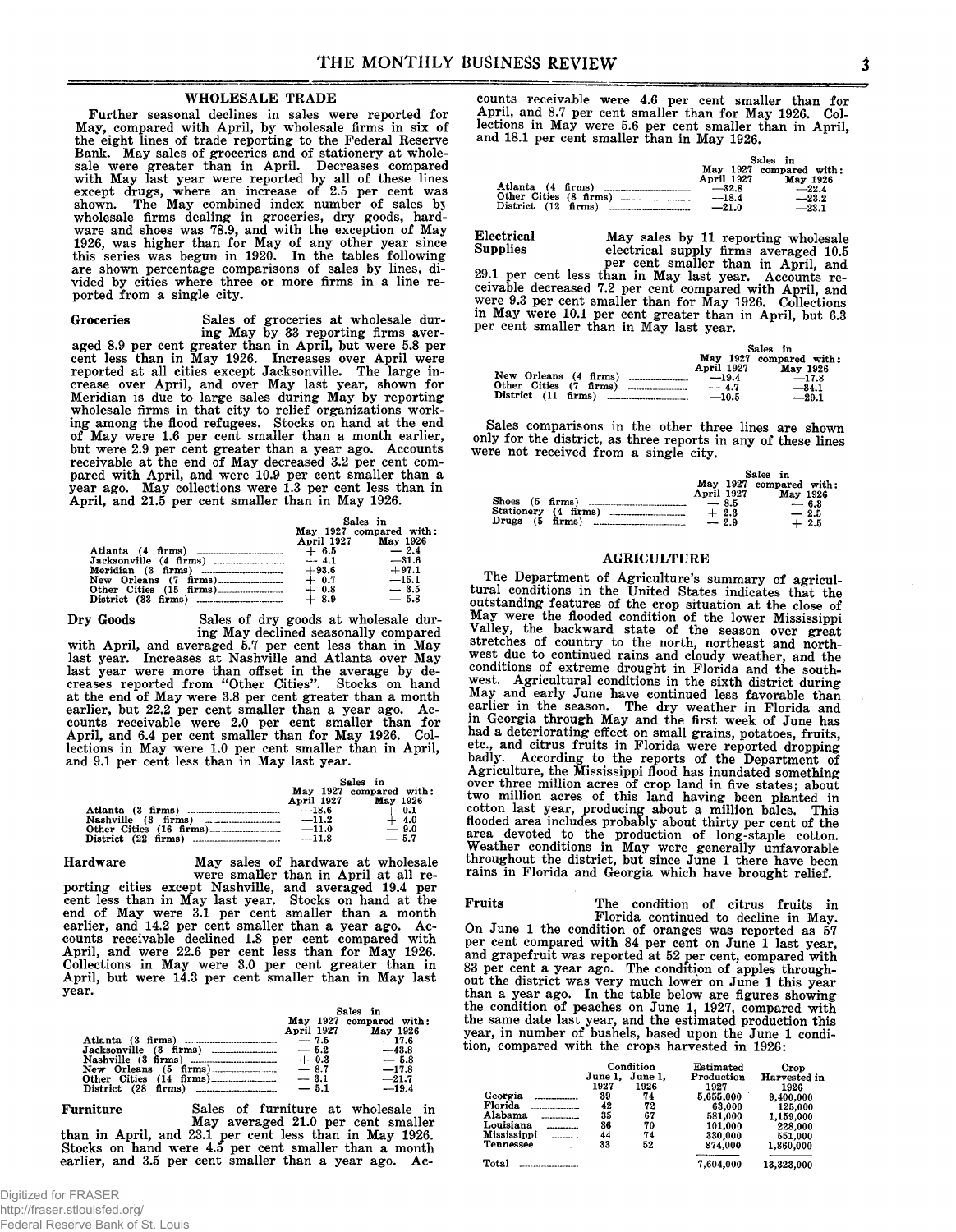## WHOLESALE TRADE

Further seasonal declines in sales were reported for May, compared with April, by wholesale firms in six of the eight lines of trade reporting to the Federal Reserve Bank. May sales of groceries and of stationery at wholesale were greater than in April. Decreases compared with May last year were reported by all of these lines except drugs, where an increase of 2.5 per cent was shown. The May combined index number of sales by wholesale firms dealing in groceries, dry goods, hardware and shoes was 78.9, and with the exception of May 1926, was higher than for May of any other year since this series was begun in 1920. In the tables following are shown percentage comparisons of sales by lines, divided by cities where three or more firms in a line reported from a single city.

**Groceries** Sales of groceries at wholesale during May by 33 reporting firms averaged 8.9 per cent greater than in April, but were 5.8 per cent less than in May 1926. Increases over April were reported at all cities except Jacksonville. The large increase over April, and over May last year, shown for Meridian is due to large sales during May by reporting wholesale firms in that city to relief organizations working among the flood refugees. Stocks on hand at the end of May were 1.6 per cent smaller than a month earlier, but were 2.9 per cent greater than a year ago. Accounts receivable at the end of May decreased 3.2 per cent compared with April, and were 10.9 per cent smaller than a year ago. May collections were 1.3 per cent less than in April, and 21.5 per cent smaller than in May 1926.

| | Sales in May 1927 compared with: | |
|---|---|---|
| | April 1927 | May 1926 |
| Atlanta (4 firms) | + 6.5 | — 2.4 |
| Jacksonville (4 firms) | — 4.1 | —31.6 |
| Meridian (3 firms) | +93.6 | +97.1 |
| New Orleans (7 firms) | + 0.7 | —15.1 |
| Other Cities (15 firms) | + 0.8 | — 3.5 |
| District (33 firms) | + 8.9 | — 5.8 |

**Dry Goods** Sales of dry goods at wholesale during May declined seasonally compared with April, and averaged 5.7 per cent less than in May last year. Increases at Nashville and Atlanta over May last year were more than offset in the average by decreases reported from "Other Cities". Stocks on hand at the end of May were 3.8 per cent greater than a month earlier, but 22.2 per cent smaller than a year ago. Accounts receivable were 2.0 per cent smaller than for April, and 6.4 per cent smaller than for May 1926. Collections in May were 1.0 per cent smaller than in April, and 9.1 per cent less than in May last year.

| | Sales in May 1927 compared with: | |
|---|---|---|
| | April 1927 | May 1926 |
| Atlanta (3 firms) | —18.6 | + 0.1 |
| Nashville (3 firms) | —11.2 | + 4.0 |
| Other Cities (16 firms) | —11.0 | — 9.0 |
| District (22 firms) | —11.8 | — 5.7 |

**Hardware** May sales of hardware at wholesale were smaller than in April at all reporting cities except Nashville, and averaged 19.4 per cent less than in May last year. Stocks on hand at the end of May were 3.1 per cent smaller than a month earlier, and 14.2 per cent smaller than a year ago. Accounts receivable declined 1.8 per cent compared with April, and were 22.6 per cent less than for May 1926. Collections in May were 3.0 per cent greater than in April, but were 14.3 per cent smaller than in May last year.

| | Sales in May 1927 compared with: | |
|---|---|---|
| | April 1927 | May 1926 |
| Atlanta (3 firms) | — 7.5 | —17.6 |
| Jacksonville (3 firms) | — 5.2 | —43.8 |
| Nashville (3 firms) | + 0.3 | — 5.8 |
| New Orleans (5 firms) | — 8.7 | —17.8 |
| Other Cities (14 firms) | — 3.1 | —21.7 |
| District (28 firms) | — 5.1 | —19.4 |

**Furniture** Sales of furniture at wholesale in May averaged 21.0 per cent smaller than in April, and 23.1 per cent less than in May 1926. Stocks on hand were 4.5 per cent smaller than a month earlier, and 3.5 per cent smaller than a year ago. Accounts receivable were 4.6 per cent smaller than for April, and 8.7 per cent smaller than for May 1926. Collections in May were 5.6 per cent smaller than in April, and 18.1 per cent smaller than in May 1926.

| | Sales in May 1927 compared with: | |
|---|---|---|
| | April 1927 | May 1926 |
| Atlanta (4 firms) | —32.8 | —22.4 |
| Other Cities (8 firms) | —18.4 | —23.2 |
| District (12 firms) | —21.0 | —23.1 |

**Electrical Supplies** May sales by 11 reporting wholesale electrical supply firms averaged 10.5 per cent smaller than in April, and 29.1 per cent less than in May last year. Accounts receivable decreased 7.2 per cent compared with April, and were 9.3 per cent smaller than for May 1926. Collections in May were 10.1 per cent greater than in April, but 6.3 per cent smaller than in May last year.

| | Sales in May 1927 compared with: | |
|---|---|---|
| | April 1927 | May 1926 |
| New Orleans (4 firms) | —19.4 | —17.8 |
| Other Cities (7 firms) | — 4.7 | —34.1 |
| District (11 firms) | —10.5 | —29.1 |

Sales comparisons in the other three lines are shown only for the district, as three reports in any of these lines were not received from a single city.

| | Sales in May 1927 compared with: | |
|---|---|---|
| | April 1927 | May 1926 |
| Shoes (5 firms) | — 8.5 | — 6.3 |
| Stationery (4 firms) | + 2.3 | — 2.5 |
| Drugs (5 firms) | — 2.9 | + 2.5 |

## AGRICULTURE

The Department of Agriculture's summary of agricultural conditions in the United States indicates that the outstanding features of the crop situation at the close of May were the flooded condition of the lower Mississippi Valley, the backward state of the season over great stretches of country to the north, northeast and northwest due to continued rains and cloudy weather, and the conditions of extreme drought in Florida and the southwest. Agricultural conditions in the sixth district during May and early June have continued less favorable than earlier in the season. The dry weather in Florida and in Georgia through May and the first week of June has had a deteriorating effect on small grains, potatoes, fruits, etc., and citrus fruits in Florida were reported dropping badly. According to the reports of the Department of Agriculture, the Mississippi flood has inundated something over three million acres of crop land in five states; about two million acres of this land having been planted in cotton last year, producing about a million bales. This flooded area includes probably about thirty per cent of the area devoted to the production of long-staple cotton. Weather conditions in May were generally unfavorable throughout the district, but since June 1 there have been rains in Florida and Georgia which have brought relief.

**Fruits** The condition of citrus fruits in Florida continued to decline in May. On June 1 the condition of oranges was reported as 57 per cent compared with 84 per cent on June 1 last year, and grapefruit was reported at 52 per cent, compared with 83 per cent a year ago. The condition of apples throughout the district was very much lower on June 1 this year than a year ago. In the table below are figures showing the condition of peaches on June 1, 1927, compared with the same date last year, and the estimated production this year, in number of bushels, based upon the June 1 condition, compared with the crops harvested in 1926:

| | Condition | | Estimated Production | Crop Harvested in |
|---|---|---|---|---|
| | June 1, 1927 | June 1, 1926 | 1927 | 1926 |
| Georgia | 39 | 74 | 5,655,000 | 9,400,000 |
| Florida | 42 | 72 | 63,000 | 125,000 |
| Alabama | 35 | 67 | 581,000 | 1,159,000 |
| Louisiana | 36 | 70 | 101,000 | 228,000 |
| Mississippi | 44 | 74 | 330,000 | 551,000 |
| Tennessee | 33 | 52 | 874,000 | 1,860,000 |
| Total | | | 7,604,000 | 13,323,000 |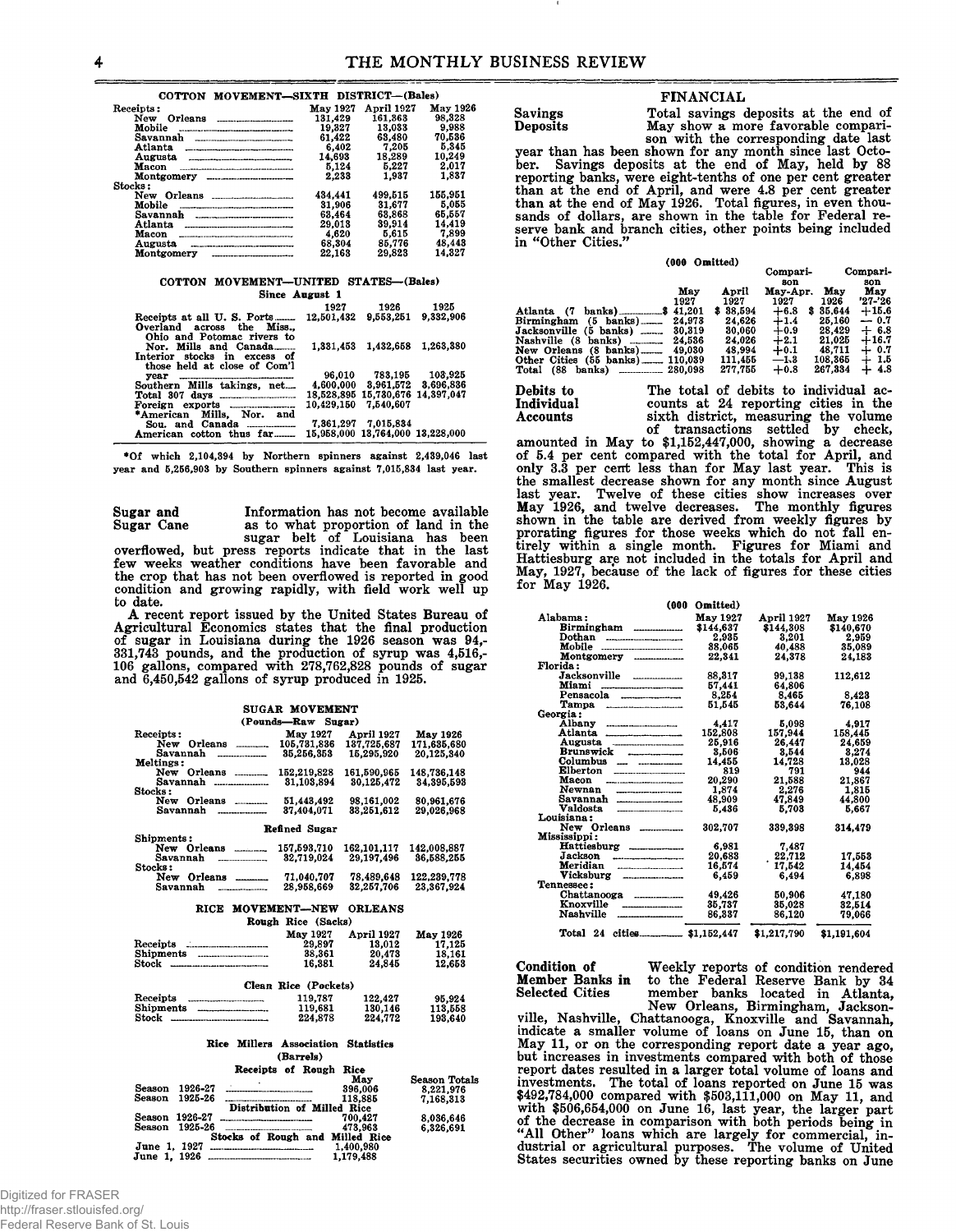### COTTON MOVEMENT—SIXTH DISTRICT—(Bales)

| | May 1927 | April 1927 | May 1926 |
|---|---|---|---|
| Receipts: | | | |
| New Orleans | 131,429 | 161,363 | 98,328 |
| Mobile | 19,827 | 13,033 | 9,988 |
| Savannah | 61,422 | 63,480 | 70,536 |
| Atlanta | 6,402 | 7,205 | 5,345 |
| Augusta | 14,693 | 18,289 | 10,249 |
| Macon | 5,124 | 5,227 | 2,017 |
| Montgomery | 2,233 | 1,937 | 1,837 |
| Stocks: | | | |
| New Orleans | 434,441 | 499,515 | 155,951 |
| Mobile | 31,906 | 31,677 | 5,055 |
| Savannah | 63,464 | 63,868 | 65,557 |
| Atlanta | 29,013 | 39,914 | 14,419 |
| Macon | 4,620 | 5,615 | 7,899 |
| Augusta | 68,304 | 85,776 | 48,443 |
| Montgomery | 22,163 | 29,823 | 14,327 |

### COTTON MOVEMENT—UNITED STATES—(Bales)

Since August 1

| | 1927 | 1926 | 1925 |
|---|---|---|---|
| Receipts at all U. S. Ports | 12,501,432 | 9,553,251 | 9,332,906 |
| Overland across the Miss., Ohio and Potomac rivers to Nor. Mills and Canada | 1,331,453 | 1,432,658 | 1,263,380 |
| Interior stocks in excess of those held at close of Com'l year | 96,010 | 783,195 | 103,925 |
| Southern Mills takings, net | 4,600,000 | 3,961,572 | 3,696,836 |
| Total 307 days | 18,528,895 | 15,730,676 | 14,397,047 |
| Foreign exports | 10,429,150 | 7,540,607 | |
| *American Mills, Nor. and Sou. and Canada | 7,361,297 | 7,015,834 | |
| American cotton thus far | 15,958,000 | 13,764,000 | 13,228,000 |

*Of which 2,104,394 by Northern spinners against 2,439,046 last year and 5,256,903 by Southern spinners against 7,015,834 last year.

**Sugar and Sugar Cane**

Information has not become available as to what proportion of land in the sugar belt of Louisiana has been overflowed, but press reports indicate that in the last few weeks weather conditions have been favorable and the crop that has not been overflowed is reported in good condition and growing rapidly, with field work well up to date.

A recent report issued by the United States Bureau of Agricultural Economics states that the final production of sugar in Louisiana during the 1926 season was 94,-331,743 pounds, and the production of syrup was 4,516,-106 gallons, compared with 278,762,828 pounds of sugar and 6,450,542 gallons of syrup produced in 1925.

### SUGAR MOVEMENT

(Pounds—Raw Sugar)

| | May 1927 | April 1927 | May 1926 |
|---|---|---|---|
| Receipts: | | | |
| New Orleans | 105,731,836 | 137,725,687 | 171,635,680 |
| Savannah | 35,256,353 | 15,295,920 | 20,125,340 |
| Meltings: | | | |
| New Orleans | 152,219,828 | 161,590,965 | 148,736,148 |
| Savannah | 31,103,894 | 30,125,472 | 34,395,593 |
| Stocks: | | | |
| New Orleans | 51,443,492 | 98,161,002 | 80,961,676 |
| Savannah | 37,404,071 | 33,251,612 | 29,026,968 |

Refined Sugar

| | | | |
|---|---|---|---|
| Shipments: | | | |
| New Orleans | 157,593,710 | 162,101,117 | 142,008,887 |
| Savannah | 32,719,024 | 29,197,496 | 36,588,255 |
| Stocks: | | | |
| New Orleans | 71,040,707 | 78,489,648 | 122,239,778 |
| Savannah | 28,958,669 | 32,257,706 | 23,367,924 |

### RICE MOVEMENT—NEW ORLEANS

Rough Rice (Sacks)

| | May 1927 | April 1927 | May 1926 |
|---|---|---|---|
| Receipts | 29,897 | 13,012 | 17,125 |
| Shipments | 38,361 | 20,473 | 18,161 |
| Stock | 16,381 | 24,845 | 12,653 |

Clean Rice (Pockets)

| | | | |
|---|---|---|---|
| Receipts | 119,787 | 122,427 | 95,924 |
| Shipments | 119,681 | 130,146 | 113,558 |
| Stock | 224,878 | 224,772 | 193,640 |

### Rice Millers Association Statistics

(Barrels)

Receipts of Rough Rice

| | May | Season Totals |
|---|---|---|
| Season 1926-27 | 396,006 | 8,221,976 |
| Season 1925-26 | 118,885 | 7,168,313 |

Distribution of Milled Rice

| | | |
|---|---|---|
| Season 1926-27 | 700,427 | 8,036,646 |
| Season 1925-26 | 473,963 | 6,326,691 |

Stocks of Rough and Milled Rice

| | |
|---|---|
| June 1, 1927 | 1,400,980 |
| June 1, 1926 | 1,179,488 |

## FINANCIAL

**Savings Deposits**

Total savings deposits at the end of May show a more favorable comparison with the corresponding date last year than has been shown for any month since last October. Savings deposits at the end of May, held by 88 reporting banks, were eight-tenths of one per cent greater than at the end of April, and were 4.8 per cent greater than at the end of May 1926. Total figures, in even thousands of dollars, are shown in the table for Federal reserve bank and branch cities, other points being included in "Other Cities."

(000 Omitted)

| | May 1927 | April 1927 | Comparison May-Apr. 1927 | May 1926 | Comparison May '27-'26 |
|---|---|---|---|---|---|
| Atlanta (7 banks) | $ 41,201 | $ 38,594 | +6.8 | $ 35,644 | +15.6 |
| Birmingham (5 banks) | 24,973 | 24,626 | +1.4 | 25,160 | — 0.7 |
| Jacksonville (5 banks) | 30,319 | 30,060 | +0.9 | 28,429 | + 6.8 |
| Nashville (8 banks) | 24,536 | 24,026 | +2.1 | 21,025 | +16.7 |
| New Orleans (8 banks) | 49,030 | 48,994 | +0.1 | 48,711 | + 0.7 |
| Other Cities (55 banks) | 110,039 | 111,455 | —1.3 | 108,365 | + 1.5 |
| Total (88 banks) | 280,098 | 277,755 | +0.8 | 267,334 | + 4.8 |

**Debits to Individual Accounts**

The total of debits to individual accounts at 24 reporting cities in the sixth district, measuring the volume of transactions settled by check, amounted in May to $1,152,447,000, showing a decrease of 5.4 per cent compared with the total for April, and only 3.3 per cent less than for May last year. This is the smallest decrease shown for any month since August last year. Twelve of these cities show increases over May 1926, and twelve decreases. The monthly figures shown in the table are derived from weekly figures by prorating figures for those weeks which do not fall entirely within a single month. Figures for Miami and Hattiesburg are not included in the totals for April and May, 1927, because of the lack of figures for these cities for May 1926.

(000 Omitted)

| | May 1927 | April 1927 | May 1926 |
|---|---|---|---|
| Alabama: | | | |
| Birmingham | $144,637 | $144,308 | $140,670 |
| Dothan | 2,935 | 3,201 | 2,959 |
| Mobile | 33,065 | 40,488 | 35,089 |
| Montgomery | 22,341 | 24,378 | 24,183 |
| Florida: | | | |
| Jacksonville | 88,317 | 99,138 | 112,612 |
| Miami | 57,441 | 64,806 | |
| Pensacola | 8,254 | 8,465 | 8,423 |
| Tampa | 51,545 | 53,644 | 76,108 |
| Georgia: | | | |
| Albany | 4,417 | 5,098 | 4,917 |
| Atlanta | 152,808 | 157,944 | 158,445 |
| Augusta | 25,916 | 26,447 | 24,659 |
| Brunswick | 3,506 | 3,544 | 3,274 |
| Columbus | 14,455 | 14,728 | 13,028 |
| Elberton | 819 | 791 | 944 |
| Macon | 20,290 | 21,588 | 21,867 |
| Newnan | 1,874 | 2,276 | 1,815 |
| Savannah | 48,909 | 47,849 | 44,800 |
| Valdosta | 5,436 | 5,703 | 5,667 |
| Louisiana: | | | |
| New Orleans | 302,707 | 339,398 | 314,479 |
| Mississippi: | | | |
| Hattiesburg | 6,981 | 7,487 | |
| Jackson | 20,683 | 22,712 | 17,553 |
| Meridian | 16,574 | 17,542 | 14,454 |
| Vicksburg | 6,459 | 6,494 | 6,898 |
| Tennessee: | | | |
| Chattanooga | 49,426 | 50,906 | 47,180 |
| Knoxville | 35,737 | 35,028 | 32,514 |
| Nashville | 86,337 | 86,120 | 79,066 |
| Total 24 cities | $1,152,447 | $1,217,790 | $1,191,604 |

**Condition of Member Banks in Selected Cities**

Weekly reports of condition rendered to the Federal Reserve Bank by 34 member banks located in Atlanta, New Orleans, Birmingham, Jacksonville, Nashville, Chattanooga, Knoxville and Savannah, indicate a smaller volume of loans on June 15, than on May 11, or on the corresponding report date a year ago, but increases in investments compared with both of those report dates resulted in a larger total volume of loans and investments. The total of loans reported on June 15 was $492,784,000 compared with $503,111,000 on May 11, and with $506,654,000 on June 16, last year, the larger part of the decrease in comparison with both periods being in "All Other" loans which are largely for commercial, industrial or agricultural purposes. The volume of United States securities owned by these reporting banks on June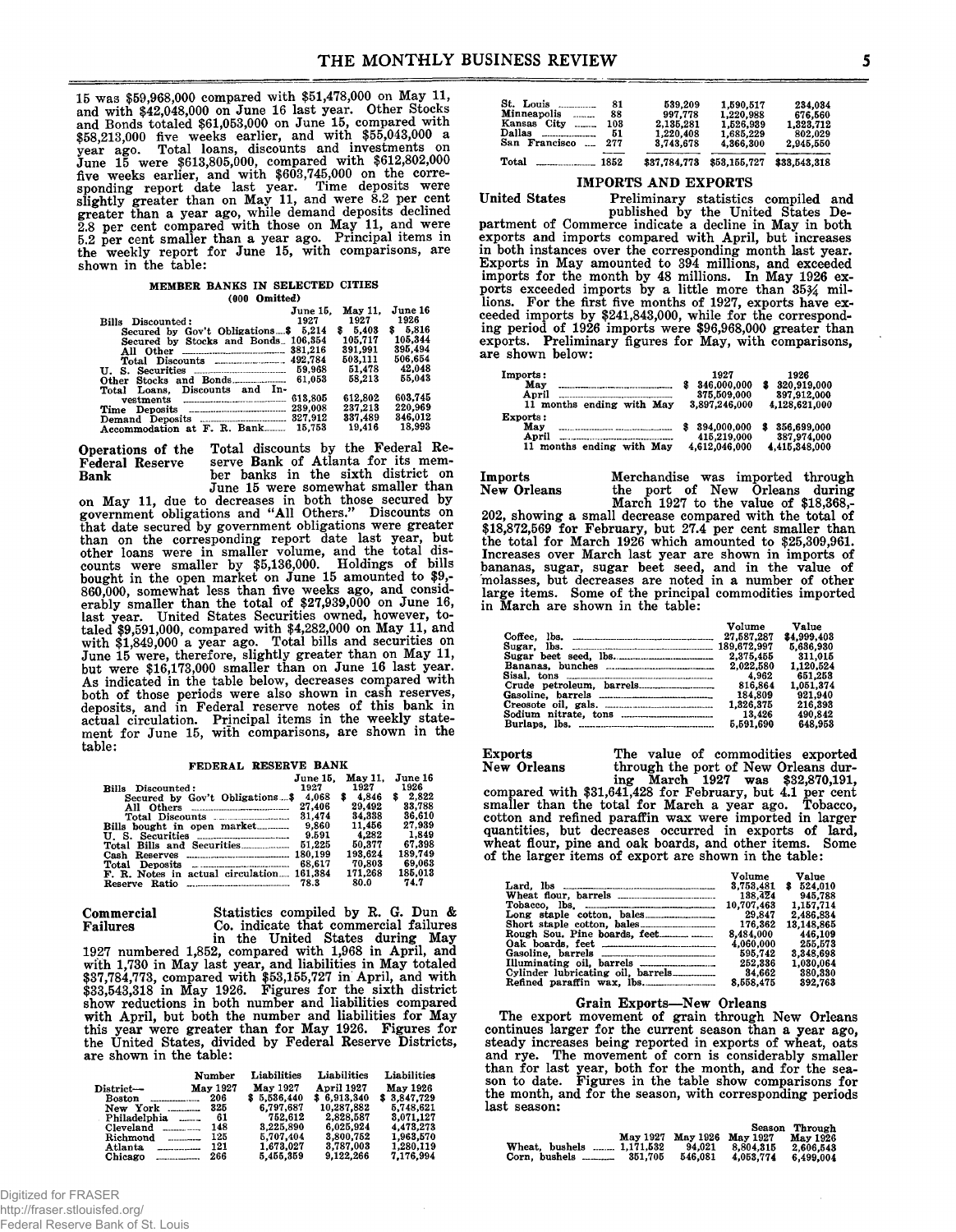15 was $59,968,000 compared with $51,478,000 on May 11, and with $42,048,000 on June 16 last year. Other Stocks and Bonds totaled $61,053,000 on June 15, compared with $58,213,000 five weeks earlier, and with $55,043,000 a year ago. Total loans, discounts and investments on June 15 were $613,805,000, compared with $612,802,000 five weeks earlier, and with $603,745,000 on the corresponding report date last year. Time deposits were slightly greater than on May 11, and were 8.2 per cent greater than a year ago, while demand deposits declined 2.8 per cent compared with those on May 11, and were 5.2 per cent smaller than a year ago. Principal items in the weekly report for June 15, with comparisons, are shown in the table:

**MEMBER BANKS IN SELECTED CITIES**
**(000 Omitted)**

| | June 15, 1927 | May 11, 1927 | June 16 1926 |
|---|---|---|---|
| Bills Discounted: | | | |
| Secured by Gov't Obligations | $ 5,214 | $ 5,403 | $ 5,816 |
| Secured by Stocks and Bonds | 106,354 | 105,717 | 105,344 |
| All Other | 381,216 | 391,991 | 395,494 |
| Total Discounts | 492,784 | 503,111 | 506,654 |
| U. S. Securities | 59,968 | 51,478 | 42,048 |
| Other Stocks and Bonds | 61,053 | 58,213 | 55,043 |
| Total Loans, Discounts and Investments | 613,805 | 612,802 | 603,745 |
| Time Deposits | 239,008 | 237,213 | 220,969 |
| Demand Deposits | 327,912 | 337,489 | 346,012 |
| Accommodation at F. R. Bank | 15,753 | 19,416 | 18,993 |

**Operations of the Federal Reserve Bank** Total discounts by the Federal Reserve Bank of Atlanta for its member banks in the sixth district on June 15 were somewhat smaller than on May 11, due to decreases in both those secured by government obligations and "All Others." Discounts on that date secured by government obligations were greater than on the corresponding report date last year, but other loans were in smaller volume, and the total discounts were smaller by $5,136,000. Holdings of bills bought in the open market on June 15 amounted to $9,860,000, somewhat less than five weeks ago, and considerably smaller than the total of $27,939,000 on June 16, last year. United States Securities owned, however, totaled $9,591,000, compared with $4,282,000 on May 11, and with $1,849,000 a year ago. Total bills and securities on June 15 were, therefore, slightly greater than on May 11, but were $16,173,000 smaller than on June 16 last year. As indicated in the table below, decreases compared with both of those periods were also shown in cash reserves, deposits, and in Federal reserve notes of this bank in actual circulation. Principal items in the weekly statement for June 15, with comparisons, are shown in the table:

**FEDERAL RESERVE BANK**

| | June 15, 1927 | May 11, 1927 | June 16 1926 |
|---|---|---|---|
| Bills Discounted: | | | |
| Secured by Gov't Obligations | $ 4,068 | $ 4,846 | $ 2,822 |
| All Others | 27,406 | 29,492 | 33,788 |
| Total Discounts | 31,474 | 34,338 | 36,610 |
| Bills bought in open market | 9,860 | 11,456 | 27,939 |
| U. S. Securities | 9,591 | 4,282 | 1,849 |
| Total Bills and Securities | 51,225 | 50,377 | 67,398 |
| Cash Reserves | 180,199 | 193,624 | 189,749 |
| Total Deposits | 68,617 | 70,803 | 69,063 |
| F. R. Notes in actual circulation | 161,384 | 171,268 | 185,013 |
| Reserve Ratio | 78.3 | 80.0 | 74.7 |

**Commercial Failures** Statistics compiled by R. G. Dun & Co. indicate that commercial failures in the United States during May 1927 numbered 1,852, compared with 1,968 in April, and with 1,730 in May last year, and liabilities in May totaled $37,784,773, compared with $53,155,727 in April, and with $33,543,318 in May 1926. Figures for the sixth district show reductions in both number and liabilities compared with April, but both the number and liabilities for May this year were greater than for May 1926. Figures for the United States, divided by Federal Reserve Districts, are shown in the table:

| District— | Number May 1927 | Liabilities May 1927 | Liabilities April 1927 | Liabilities May 1926 |
|---|---|---|---|---|
| Boston | 206 | $ 5,536,440 | $ 6,913,340 | $ 3,847,729 |
| New York | 325 | 6,797,687 | 10,287,882 | 5,748,621 |
| Philadelphia | 61 | 752,612 | 2,828,587 | 3,071,127 |
| Cleveland | 148 | 3,225,890 | 6,025,924 | 4,473,273 |
| Richmond | 125 | 5,707,404 | 3,800,752 | 1,963,570 |
| Atlanta | 121 | 1,673,027 | 3,787,003 | 1,280,119 |
| Chicago | 266 | 5,455,359 | 9,122,266 | 7,176,994 |
| St. Louis | 81 | 539,209 | 1,590,517 | 234,034 |
| Minneapolis | 88 | 997,778 | 1,220,988 | 676,560 |
| Kansas City | 103 | 2,135,281 | 1,526,939 | 1,323,712 |
| Dallas | 51 | 1,220,408 | 1,685,229 | 802,029 |
| San Francisco | 277 | 3,743,678 | 4,366,300 | 2,945,550 |
| Total | 1852 | $37,784,773 | $53,155,727 | $33,543,318 |

## IMPORTS AND EXPORTS

**United States** Preliminary statistics compiled and published by the United States Department of Commerce indicate a decline in May in both exports and imports compared with April, but increases in both instances over the corresponding month last year. Exports in May amounted to 394 millions, and exceeded imports for the month by 48 millions. In May 1926 exports exceeded imports by a little more than 35¾ millions. For the first five months of 1927, exports have exceeded imports by $241,843,000, while for the corresponding period of 1926 imports were $96,968,000 greater than exports. Preliminary figures for May, with comparisons, are shown below:

| | 1927 | 1926 |
|---|---|---|
| Imports: | | |
| May | $ 346,000,000 | $ 320,919,000 |
| April | 375,509,000 | 397,912,000 |
| 11 months ending with May | 3,897,246,000 | 4,128,621,000 |
| Exports: | | |
| May | $ 394,000,000 | $ 356,699,000 |
| April | 415,219,000 | 387,974,000 |
| 11 months ending with May | 4,612,046,000 | 4,415,848,000 |

**Imports New Orleans** Merchandise was imported through the port of New Orleans during March 1927 to the value of $18,368,202, showing a small decrease compared with the total of $18,872,569 for February, but 27.4 per cent smaller than the total for March 1926 which amounted to $25,309,961. Increases over March last year are shown in imports of bananas, sugar, sugar beet seed, and in the value of molasses, but decreases are noted in a number of other large items. Some of the principal commodities imported in March are shown in the table:

| | Volume | Value |
|---|---|---|
| Coffee, lbs. | 27,587,287 | $4,999,403 |
| Sugar, lbs. | 189,672,997 | 5,636,930 |
| Sugar beet seed, lbs. | 2,375,455 | 311,015 |
| Bananas, bunches | 2,022,580 | 1,120,524 |
| Sisal, tons | 4,962 | 651,253 |
| Crude petroleum, barrels | 816,864 | 1,051,374 |
| Gasoline, barrels | 184,809 | 921,940 |
| Creosote oil, gals. | 1,326,375 | 216,393 |
| Sodium nitrate, tons | 13,426 | 490,842 |
| Burlaps, lbs. | 5,591,690 | 648,953 |

**Exports New Orleans** The value of commodities exported through the port of New Orleans during March 1927 was $32,870,191, compared with $31,641,428 for February, but 4.1 per cent smaller than the total for March a year ago. Tobacco, cotton and refined paraffin wax were imported in larger quantities, but decreases occurred in exports of lard, wheat flour, pine and oak boards, and other items. Some of the larger items of export are shown in the table:

| | Volume | Value |
|---|---|---|
| Lard, lbs | 3,753,481 | $ 524,010 |
| Wheat flour, barrels | 138,424 | 945,788 |
| Tobacco, lbs. | 10,707,463 | 1,157,714 |
| Long staple cotton, bales | 29,847 | 2,486,834 |
| Short staple cotton, bales | 176,362 | 13,148,865 |
| Rough Sou. Pine boards, feet | 8,484,000 | 446,109 |
| Oak boards, feet | 4,060,000 | 255,573 |
| Gasoline, barrels | 595,742 | 3,348,698 |
| Illuminating oil, barrels | 252,336 | 1,030,064 |
| Cylinder lubricating oil, barrels | 34,662 | 380,330 |
| Refined paraffin wax, lbs. | 8,558,475 | 392,763 |

### Grain Exports—New Orleans

The export movement of grain through New Orleans continues larger for the current season than a year ago, steady increases being reported in exports of wheat, oats and rye. The movement of corn is considerably smaller than for last year, both for the month, and for the season to date. Figures in the table show comparisons for the month, and for the season, with corresponding periods last season:

| | May 1927 | May 1926 | Season Through May 1927 | Season Through May 1926 |
|---|---|---|---|---|
| Wheat, bushels | 1,171,532 | 94,021 | 8,804,315 | 2,606,543 |
| Corn, bushels | 351,705 | 546,081 | 4,053,774 | 6,499,004 |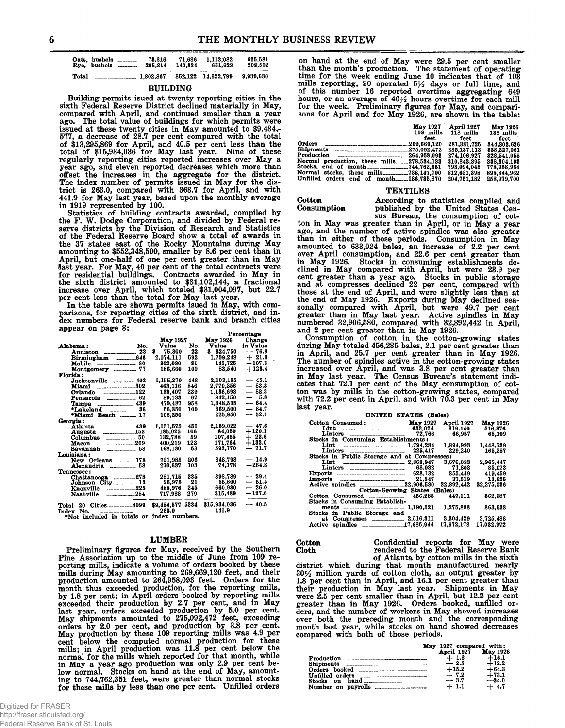| | | | | |
|---|---|---|---|---|
| Oats, bushels | 73,816 | 71,686 | 1,113,082 | 625,581 |
| Rye, bushels | 205,814 | 140,334 | 651,628 | 208,502 |
| Total | 1,802,867 | 852,122 | 14,622,799 | 9,939,630 |

## BUILDING

Building permits issued at twenty reporting cities in the sixth Federal Reserve District declined materially in May, compared with April, and continued smaller than a year ago. The total value of buildings for which permits were issued at these twenty cities in May amounted to $9,484,577, a decrease of 28.7 per cent compared with the total of $13,295,869 for April, and 40.5 per cent less than the total of $15,934,036 for May last year. Nine of these regularly reporting cities reported increases over May a year ago, and eleven reported decreases which more than offset the increases in the aggregate for the district. The index number of permits issued in May for the district is 263.0, compared with 368.7 for April, and with 441.9 for May last year, based upon the monthly average in 1919 represented by 100.

Statistics of building contracts awarded, compiled by the F. W. Dodge Corporation, and divided by Federal reserve districts by the Division of Research and Statistics of the Federal Reserve Board show a total of awards in the 37 states east of the Rocky Mountains during May amounting to $552,348,500, smaller by 8.6 per cent than in April, but one-half of one per cent greater than in May last year. For May, 40 per cent of the total contracts were for residential buildings. Contracts awarded in May in the sixth district amounted to $31,102,144, a fractional increase over April, which totaled $31,004,097, but 22.7 per cent less than the total for May last year.

In the table are shown permits issued in May, with comparisons, for reporting cities of the sixth district, and index numbers for Federal reserve bank and branch cities appear on page 8:

| | May 1927 | | May 1926 | | Percentage Change |
|---|---|---|---|---|---|
| | No. | Value | No. | Value | in Value |
| **Alabama:** | | | | | |
| Anniston | 23 | $ 75,300 | 22 | $ 324,750 | — 76.8 |
| Birmingham | 646 | 2,074,111 | 592 | 1,709,248 | + 21.3 |
| Mobile | 80 | 302,080 | 81 | 145,725 | +107.3 |
| Montgomery | 77 | 186,660 | 100 | 83,540 | +123.4 |
| **Florida:** | | | | | |
| Jacksonville | 403 | 1,155,270 | 448 | 2,103,185 | — 45.1 |
| Miami | 302 | 463,116 | 846 | 2,770,356 | — 83.3 |
| Orlando | 122 | 133,407 | 239 | 1,136,693 | — 88.3 |
| Pensacola | 62 | 89,133 | 67 | 842,150 | + 5.8 |
| Tampa | 439 | 479,487 | 958 | 1,348,535 | — 64.4 |
| *Lakeland | 36 | 56,350 | 100 | 369,500 | — 84.7 |
| *Miami Beach | 17 | 108,250 | | 225,950 | — 52.1 |
| **Georgia:** | | | | | |
| Atlanta | 439 | 1,131,575 | 451 | 2,159,022 | — 47.6 |
| Augusta | 153 | 185,025 | 106 | 84,059 | +120.1 |
| Columbus | 50 | 132,788 | 59 | 107,455 | + 23.6 |
| Macon | 209 | 400,219 | 123 | 171,764 | +133.0 |
| Savannah | 58 | 168,130 | 53 | 593,770 | — 71.7 |
| **Louisiana:** | | | | | |
| New Orleans | 178 | 721,985 | 206 | 848,798 | — 14.9 |
| Alexandria | 58 | 270,637 | 103 | 74,178 | +264.8 |
| **Tennessee:** | | | | | |
| Chattanooga | 278 | 281,715 | 335 | 398,789 | — 29.4 |
| Johnson City | 13 | 26,975 | 21 | 55,600 | — 51.5 |
| Knoxville | 225 | 488,976 | 245 | 660,930 | — 26.0 |
| Nashville | 284 | 717,988 | 279 | 315,489 | +127.6 |
| Total 20 Cities | 4099 | $9,484,577 | 5334 | $15,934,036 | — 40.5 |
| Index No. | | 263.0 | | 441.9 | |

*Not included in totals or index numbers.

## LUMBER

Preliminary figures for May, received by the Southern Pine Association up to the middle of June from 109 reporting mills, indicate a volume of orders booked by these mills during May amounting to 269,669,120 feet, and their production amounted to 264,958,093 feet. Orders for the month thus exceeded production, for the reporting mills, by 1.8 per cent; in April orders booked by reporting mills exceeded their production by 2.7 per cent, and in May last year, orders exceeded production by 5.0 per cent. May shipments amounted to 275,092,472 feet, exceeding orders by 2.0 per cent, and production by 3.8 per cent. May production by these 109 reporting mills was 4.9 per cent below the computed normal production for these mills; in April production was 11.8 per cent below the normal for the mills which reported for that month, while in May a year ago production was only 2.9 per cent below normal. Stocks on hand at the end of May, amounting to 744,762,351 feet, were greater than normal stocks for these mills by less than one per cent. Unfilled orders on hand at the end of May were 29.5 per cent smaller than the month's production. The statement of operating time for the week ending June 10 indicates that of 103 mills reporting, 90 operated 5½ days or full time, and of this number 16 reported overtime aggregating 649 hours, or an average of 40½ hours overtime for each mill for the week. Preliminary figures for May, and comparisons for April and for May 1926, are shown in the table:

| | May 1927 109 mills feet | April 1927 118 mills feet | May 1926 138 mills feet |
|---|---|---|---|
| Orders | 269,669,120 | 281,381,725 | 344,803,636 |
| Shipments | 275,092,472 | 285,137,113 | 338,327,061 |
| Production | 264,958,093 | 274,106,927 | 328,541,058 |
| Normal production, these mills | 278,534,183 | 310,843,895 | 338,304,193 |
| Stocks, end of month | 744,762,351 | 793,094,045 | 778,958,934 |
| Normal stocks, these mills | 738,147,700 | 812,621,398 | 895,844,962 |
| Unfilled orders end of month | 186,735,870 | 204,751,182 | 258,979,700 |

## TEXTILES

**Cotton Consumption**

According to statistics compiled and published by the United States Census Bureau, the consumption of cotton in May was greater than in April, or in May a year ago, and the number of active spindles was also greater than in either of those periods. Consumption in May amounted to 633,024 bales, an increase of 2.2 per cent over April consumption, and 22.6 per cent greater than in May 1926. Stocks in consuming establishments declined in May compared with April, but were 23.9 per cent greater than a year ago. Stocks in public storage and at compresses declined 22 per cent, compared with those at the end of April, and were slightly less than at the end of May 1926. Exports during May declined seasonally compared with April, but were 49.7 per cent greater than in May last year. Active spindles in May numbered 32,906,580, compared with 32,892,442 in April, and 2 per cent greater than in May 1926.

Consumption of cotton in the cotton-growing states during May totaled 456,285 bales, 2.1 per cent greater than in April, and 25.7 per cent greater than May 1926. The number of spindles active in the cotton-growing states increased over April, and was 3.8 per cent greater than in May last year. The Census Bureau's statement indicates that 72.1 per cent of the May consumption of cotton was by mills in the cotton-growing states, compared with 72.2 per cent in April, and with 70.3 per cent in May last year.

UNITED STATES (Bales)

| | May 1927 | April 1927 | May 1926 |
|---|---|---|---|
| Cotton Consumed: | | | |
| Lint | 633,024 | 619,140 | 516,376 |
| Linters | 72,766 | 66,957 | 65,199 |
| Stocks in Consuming Establishments: | | | |
| Lint | 1,794,284 | 1,894,993 | 1,448,739 |
| Linters | 225,417 | 229,240 | 165,287 |
| Stocks in Public Storage and at Compresses: | | | |
| Lint | 2,868,947 | 3,676,083 | 2,965,447 |
| Linters | 68,032 | 71,803 | 85,023 |
| Exports | 628,132 | 855,449 | 419,459 |
| Imports | 21,347 | 37,519 | 13,625 |
| Active spindles | 32,906,580 | 32,892,442 | 32,275,036 |
| **Cotton-Growing States (Bales)** | | | |
| Cotton Consumed | 456,285 | 447,111 | 362,987 |
| Stocks in Consuming Establishments | 1,190,521 | 1,275,888 | 863,638 |
| Stocks in Public Storage and at Compresses | 2,516,311 | 3,304,429 | 2,725,488 |
| Active spindles | 17,685,944 | 17,672,178 | 17,032,972 |

**Cotton Cloth**

Confidential reports for May were rendered to the Federal Reserve Bank of Atlanta by cotton mills in the sixth district which during that month manufactured nearly 30½ million yards of cotton cloth, an output greater by 1.8 per cent than in April, and 16.1 per cent greater than their production in May last year. Shipments in May were 2.5 per cent smaller than in April, but 12.2 per cent greater than in May 1926. Orders booked, unfilled orders, and the number of workers in May showed increases over both the preceding month and the corresponding month last year, while stocks on hand showed decreases compared with both of those periods.

| | May 1927 compared with: April 1927 | May 1926 |
|---|---|---|
| Production | + 1.8 | +16.1 |
| Shipments | — 2.5 | +12.2 |
| Orders booked | +15.2 | +64.3 |
| Unfilled orders | + 7.2 | +73.1 |
| Stocks on hand | — 3.7 | —34.0 |
| Number on payrolls | + 1.1 | + 4.7 |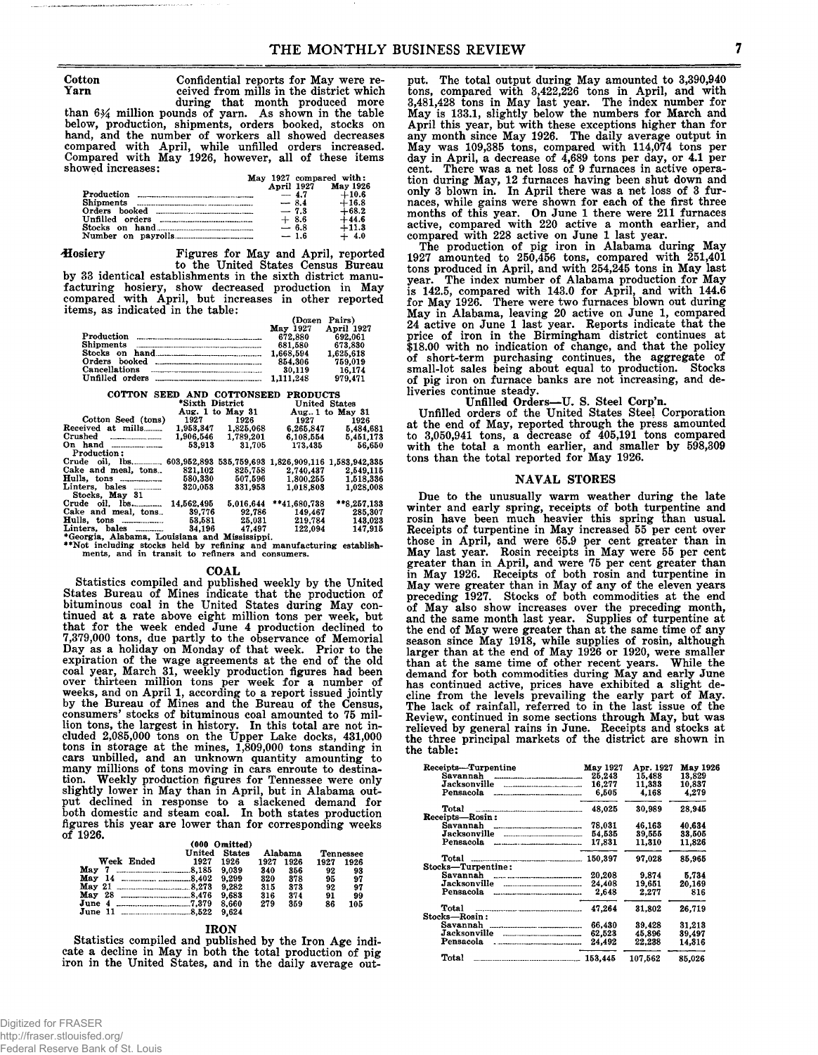**Cotton Yarn**

Confidential reports for May were received from mills in the district which during that month produced more than 6¾ million pounds of yarn. As shown in the table below, production, shipments, orders booked, stocks on hand, and the number of workers all showed decreases compared with April, while unfilled orders increased. Compared with May 1926, however, all of these items showed increases:

| | May 1927 compared with: | |
|---|---|---|
| | April 1927 | May 1926 |
| Production | — 4.7 | +10.6 |
| Shipments | — 8.4 | +16.8 |
| Orders booked | — 7.3 | +68.2 |
| Unfilled orders | + 8.6 | +44.6 |
| Stocks on hand | — 6.8 | +11.3 |
| Number on payrolls | — 1.6 | + 4.0 |

**Hosiery**

Figures for May and April, reported to the United States Census Bureau by 33 identical establishments in the sixth district manufacturing hosiery, show decreased production in May compared with April, but increases in other reported items, as indicated in the table:

| | (Dozen Pairs) | |
|---|---|---|
| | May 1927 | April 1927 |
| Production | 672,880 | 692,061 |
| Shipments | 681,580 | 673,830 |
| Stocks on hand | 1,668,594 | 1,625,618 |
| Orders booked | 854,306 | 759,019 |
| Cancellations | 30,119 | 16,174 |
| Unfilled orders | 1,111,248 | 979,471 |

**COTTON SEED AND COTTONSEED PRODUCTS**

| | *Sixth District | | United States | |
|---|---|---|---|---|
| | Aug. 1 to May 31 | | Aug. 1 to May 31 | |
| Cotton Seed (tons) | 1927 | 1926 | 1927 | 1926 |
| Received at mills | 1,953,347 | 1,825,068 | 6,265,847 | 5,484,681 |
| Crushed | 1,906,546 | 1,789,201 | 6,108,554 | 5,451,173 |
| On hand | 53,913 | 31,705 | 173,435 | 56,650 |
| Production: | | | | |
| Crude oil, lbs. | 603,952,893 | 535,759,693 | 1,826,909,116 | 1,583,942,335 |
| Cake and meal, tons | 821,102 | 825,758 | 2,740,437 | 2,549,115 |
| Hulls, tons | 580,330 | 507,596 | 1,800,255 | 1,518,336 |
| Linters, bales | 320,053 | 331,953 | 1,018,803 | 1,028,008 |
| Stocks, May 31 | | | | |
| Crude oil, lbs. | 14,562,495 | 5,016,644 | **41,680,738 | **8,257,133 |
| Cake and meal, tons | 39,776 | 92,786 | 149,467 | 285,307 |
| Hulls, tons | 53,581 | 25,031 | 219,784 | 143,023 |
| Linters, bales | 34,196 | 47,497 | 122,094 | 147,915 |

*Georgia, Alabama, Louisiana and Mississippi.
**Not including stocks held by refining and manufacturing establishments, and in transit to refiners and consumers.

## COAL

Statistics compiled and published weekly by the United States Bureau of Mines indicate that the production of bituminous coal in the United States during May continued at a rate above eight million tons per week, but that for the week ended June 4 production declined to 7,379,000 tons, due partly to the observance of Memorial Day as a holiday on Monday of that week. Prior to the expiration of the wage agreements at the end of the old coal year, March 31, weekly production figures had been over thirteen million tons per week for a number of weeks, and on April 1, according to a report issued jointly by the Bureau of Mines and the Bureau of the Census, consumers' stocks of bituminous coal amounted to 75 million tons, the largest in history. In this total are not included 2,085,000 tons on the Upper Lake docks, 431,000 tons in storage at the mines, 1,809,000 tons standing in cars unbilled, and an unknown quantity amounting to many millions of tons moving in cars enroute to destination. Weekly production figures for Tennessee were only slightly lower in May than in April, but in Alabama output declined in response to a slackened demand for both domestic and steam coal. In both states production figures this year are lower than for corresponding weeks of 1926.

| | (000 Omitted) | | | | | |
|---|---|---|---|---|---|---|
| | United States | | Alabama | | Tennessee | |
| Week Ended | 1927 | 1926 | 1927 | 1926 | 1927 | 1926 |
| May 7 | 8,185 | 9,039 | 340 | 356 | 92 | 93 |
| May 14 | 8,402 | 9,299 | 320 | 378 | 95 | 97 |
| May 21 | 8,273 | 9,282 | 315 | 373 | 92 | 97 |
| May 28 | 8,476 | 9,683 | 316 | 374 | 91 | 99 |
| June 4 | 7,379 | 8,660 | 279 | 359 | 86 | 105 |
| June 11 | 8,522 | 9,624 | | | | |

## IRON

Statistics compiled and published by the Iron Age indicate a decline in May in both the total production of pig iron in the United States, and in the daily average output. The total output during May amounted to 3,390,940 tons, compared with 3,422,226 tons in April, and with 3,481,428 tons in May last year. The index number for May is 133.1, slightly below the numbers for March and April this year, but with these exceptions higher than for any month since May 1926. The daily average output in May was 109,385 tons, compared with 114,074 tons per day in April, a decrease of 4,689 tons per day, or 4.1 per cent. There was a net loss of 9 furnaces in active operation during May, 12 furnaces having been shut down and only 3 blown in. In April there was a net loss of 3 furnaces, while gains were shown for each of the first three months of this year. On June 1 there were 211 furnaces active, compared with 220 active a month earlier, and compared with 228 active on June 1 last year.

The production of pig iron in Alabama during May 1927 amounted to 250,456 tons, compared with 251,401 tons produced in April, and with 254,245 tons in May last year. The index number of Alabama production for May is 142.5, compared with 143.0 for April, and with 144.6 for May 1926. There were two furnaces blown out during May in Alabama, leaving 20 active on June 1, compared 24 active on June 1 last year. Reports indicate that the price of iron in the Birmingham district continues at $18.00 with no indication of change, and that the policy of short-term purchasing continues, the aggregate of small-lot sales being about equal to production. Stocks of pig iron on furnace banks are not increasing, and deliveries continue steady.

### Unfilled Orders—U. S. Steel Corp'n.

Unfilled orders of the United States Steel Corporation at the end of May, reported through the press amounted to 3,050,941 tons, a decrease of 405,191 tons compared with the total a month earlier, and smaller by 598,309 tons than the total reported for May 1926.

## NAVAL STORES

Due to the unusually warm weather during the late winter and early spring, receipts of both turpentine and rosin have been much heavier this spring than usual. Receipts of turpentine in May increased 55 per cent over those in April, and were 65.9 per cent greater than in May last year. Rosin receipts in May were 55 per cent greater than in April, and were 75 per cent greater than in May 1926. Receipts of both rosin and turpentine in May were greater than in May of any of the eleven years preceding 1927. Stocks of both commodities at the end of May also show increases over the preceding month, and the same month last year. Supplies of turpentine at the end of May were greater than at the same time of any season since May 1918, while supplies of rosin, although larger than at the end of May 1926 or 1920, were smaller than at the same time of other recent years. While the demand for both commodities during May and early June has continued active, prices have exhibited a slight decline from the levels prevailing the early part of May. The lack of rainfall, referred to in the last issue of the Review, continued in some sections through May, but was relieved by general rains in June. Receipts and stocks at the three principal markets of the district are shown in the table:

| | May 1927 | Apr. 1927 | May 1926 |
|---|---|---|---|
| Receipts—Turpentine | | | |
| Savannah | 25,243 | 15,488 | 13,829 |
| Jacksonville | 16,277 | 11,333 | 10,837 |
| Pensacola | 6,505 | 4,168 | 4,279 |
| Total | 48,025 | 30,989 | 28,945 |
| Receipts—Rosin: | | | |
| Savannah | 78,031 | 46,163 | 40,634 |
| Jacksonville | 54,535 | 39,555 | 33,505 |
| Pensacola | 17,831 | 11,310 | 11,826 |
| Total | 150,397 | 97,028 | 85,965 |
| Stocks—Turpentine: | | | |
| Savannah | 20,208 | 9,874 | 5,734 |
| Jacksonville | 24,408 | 19,651 | 20,169 |
| Pensacola | 2,648 | 2,277 | 816 |
| Total | 47,264 | 31,802 | 26,719 |
| Stocks—Rosin: | | | |
| Savannah | 66,430 | 39,428 | 31,213 |
| Jacksonville | 62,523 | 45,896 | 39,497 |
| Pensacola | 24,492 | 22,238 | 14,316 |
| Total | 153,445 | 107,562 | 85,026 |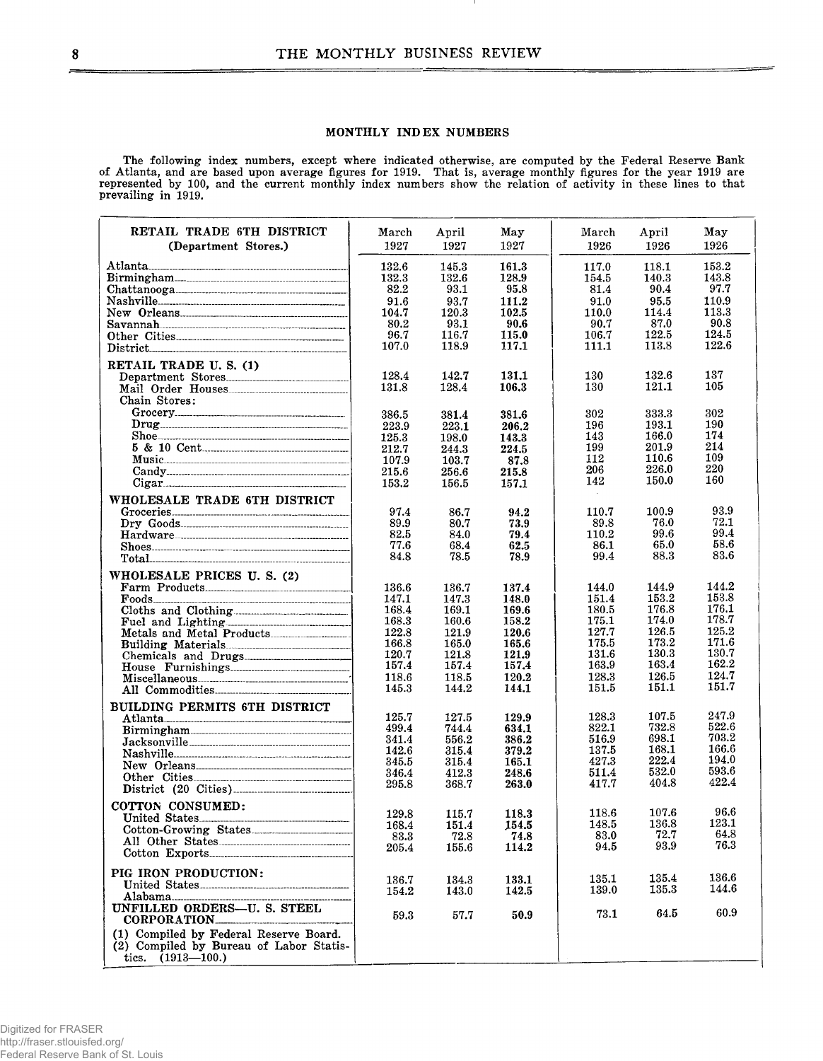## MONTHLY INDEX NUMBERS

The following index numbers, except where indicated otherwise, are computed by the Federal Reserve Bank of Atlanta, and are based upon average figures for 1919. That is, average monthly figures for the year 1919 are represented by 100, and the current monthly index numbers show the relation of activity in these lines to that prevailing in 1919.

| | March 1927 | April 1927 | May 1927 | March 1926 | April 1926 | May 1926 |
|---|---|---|---|---|---|---|
| **RETAIL TRADE 6TH DISTRICT (Department Stores.)** | | | | | | |
| Atlanta | 132.6 | 145.3 | **161.3** | 117.0 | 118.1 | 153.2 |
| Birmingham | 132.3 | 132.6 | **128.9** | 154.5 | 140.3 | 143.8 |
| Chattanooga | 82.2 | 93.1 | **95.8** | 81.4 | 90.4 | 97.7 |
| Nashville | 91.6 | 93.7 | **111.2** | 91.0 | 95.5 | 110.9 |
| New Orleans | 104.7 | 120.3 | **102.5** | 110.0 | 114.4 | 113.3 |
| Savannah | 80.2 | 93.1 | **90.6** | 90.7 | 87.0 | 90.8 |
| Other Cities | 96.7 | 116.7 | **115.0** | 106.7 | 122.5 | 124.5 |
| District | 107.0 | 118.9 | **117.1** | 111.1 | 113.8 | 122.6 |
| **RETAIL TRADE U. S. (1)** | | | | | | |
| Department Stores | 128.4 | 142.7 | **131.1** | 130 | 132.6 | 137 |
| Mail Order Houses | 131.8 | 128.4 | **106.3** | 130 | 121.1 | 105 |
| Chain Stores: | | | | | | |
| Grocery | 386.5 | 381.4 | **381.6** | 302 | 333.3 | 302 |
| Drug | 223.9 | 223.1 | **206.2** | 196 | 193.1 | 190 |
| Shoe | 125.3 | 198.0 | **143.3** | 143 | 166.0 | 174 |
| 5 & 10 Cent | 212.7 | 244.3 | **224.5** | 199 | 201.9 | 214 |
| Music | 107.9 | 103.7 | **87.8** | 112 | 110.6 | 109 |
| Candy | 215.6 | 256.6 | **215.8** | 206 | 226.0 | 220 |
| Cigar | 153.2 | 156.5 | **157.1** | 142 | 150.0 | 160 |
| **WHOLESALE TRADE 6TH DISTRICT** | | | | | | |
| Groceries | 97.4 | 86.7 | **94.2** | 110.7 | 100.9 | 93.9 |
| Dry Goods | 89.9 | 80.7 | **73.9** | 89.8 | 76.0 | 72.1 |
| Hardware | 82.5 | 84.0 | **79.4** | 110.2 | 99.6 | 99.4 |
| Shoes | 77.6 | 68.4 | **62.5** | 86.1 | 65.0 | 58.6 |
| Total | 84.8 | 78.5 | **78.9** | 99.4 | 88.3 | 83.6 |
| **WHOLESALE PRICES U. S. (2)** | | | | | | |
| Farm Products | 136.6 | 136.7 | **137.4** | 144.0 | 144.9 | 144.2 |
| Foods | 147.1 | 147.3 | **148.0** | 151.4 | 153.2 | 153.8 |
| Cloths and Clothing | 168.4 | 169.1 | **169.6** | 180.5 | 176.8 | 176.1 |
| Fuel and Lighting | 168.3 | 160.6 | **158.2** | 175.1 | 174.0 | 178.7 |
| Metals and Metal Products | 122.8 | 121.9 | **120.6** | 127.7 | 126.5 | 125.2 |
| Building Materials | 166.8 | 165.0 | **165.6** | 175.5 | 173.2 | 171.6 |
| Chemicals and Drugs | 120.7 | 121.8 | **121.9** | 131.6 | 130.3 | 130.7 |
| House Furnishings | 157.4 | 157.4 | **157.4** | 163.9 | 163.4 | 162.2 |
| Miscellaneous | 118.6 | 118.5 | **120.2** | 128.3 | 126.5 | 124.7 |
| All Commodities | 145.3 | 144.2 | **144.1** | 151.5 | 151.1 | 151.7 |
| **BUILDING PERMITS 6TH DISTRICT** | | | | | | |
| Atlanta | 125.7 | 127.5 | **129.9** | 128.3 | 107.5 | 247.9 |
| Birmingham | 499.4 | 744.4 | **634.1** | 822.1 | 732.8 | 522.6 |
| Jacksonville | 341.4 | 556.2 | **386.2** | 516.9 | 698.1 | 703.2 |
| Nashville | 142.6 | 315.4 | **379.2** | 137.5 | 168.1 | 166.6 |
| New Orleans | 345.5 | 315.4 | **165.1** | 427.3 | 222.4 | 194.0 |
| Other Cities | 346.4 | 412.3 | **248.6** | 511.4 | 532.0 | 593.6 |
| District (20 Cities) | 295.8 | 368.7 | **263.0** | 417.7 | 404.8 | 422.4 |
| **COTTON CONSUMED:** | | | | | | |
| United States | 129.8 | 115.7 | **118.3** | 118.6 | 107.6 | 96.6 |
| Cotton-Growing States | 168.4 | 151.4 | **154.5** | 148.5 | 136.8 | 123.1 |
| All Other States | 83.3 | 72.8 | **74.8** | 83.0 | 72.7 | 64.8 |
| Cotton Exports | 205.4 | 155.6 | **114.2** | 94.5 | 93.9 | 76.3 |
| **PIG IRON PRODUCTION:** | | | | | | |
| United States | 136.7 | 134.3 | **133.1** | 135.1 | 135.4 | 136.6 |
| Alabama | 154.2 | 143.0 | **142.5** | 139.0 | 135.3 | 144.6 |
| **UNFILLED ORDERS—U. S. STEEL CORPORATION** | 59.3 | 57.7 | **50.9** | 73.1 | 64.5 | 60.9 |

(1) Compiled by Federal Reserve Board.
(2) Compiled by Bureau of Labor Statistics. (1913—100.)